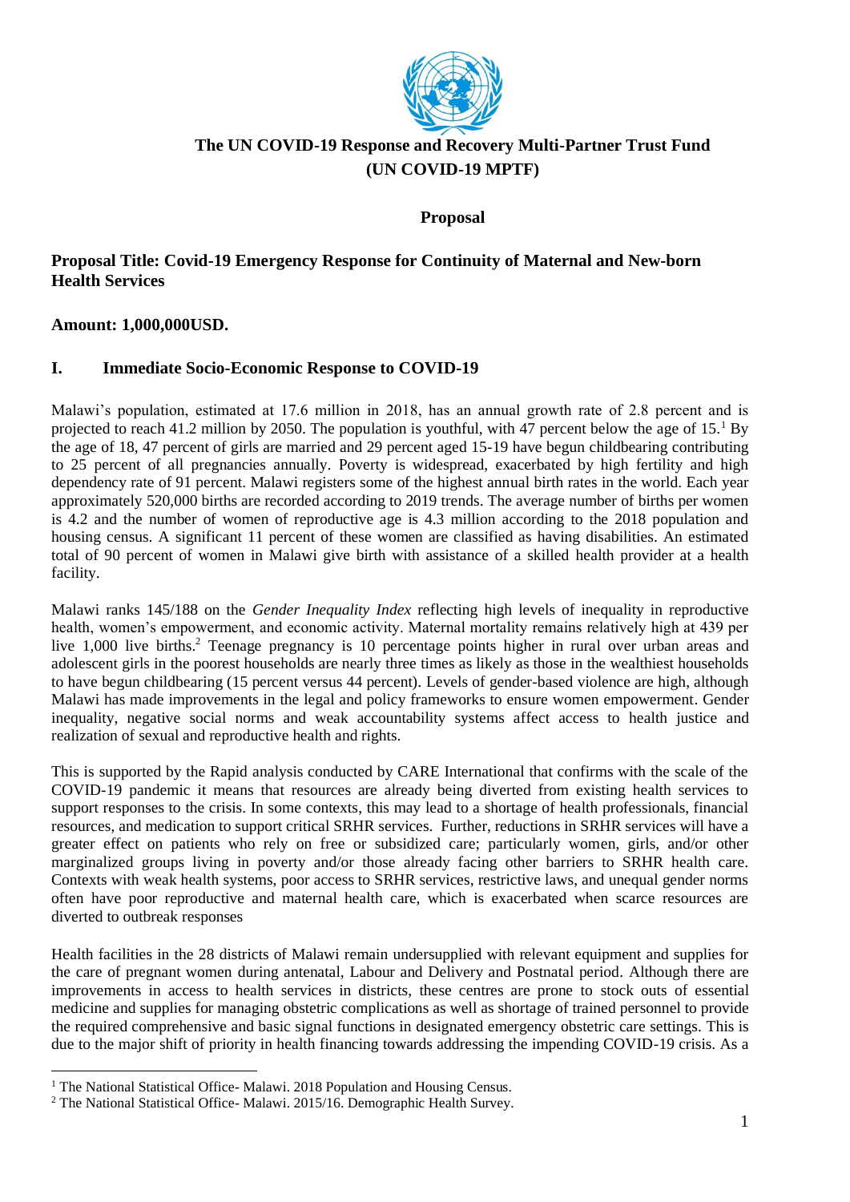# The UN COVID-19 Response and Recovery Multi-Partner Trust Fund (UN COVID-19 MPTF)

**Proposal**

**Proposal Title: Covid-19 Emergency Response for Continuity of Maternal and New-born Health Services**

**Amount: 1,000,000USD.**

## I. Immediate Socio-Economic Response to COVID-19

Malawi's population, estimated at 17.6 million in 2018, has an annual growth rate of 2.8 percent and is projected to reach 41.2 million by 2050. The population is youthful, with 47 percent below the age of 15.[1] By the age of 18, 47 percent of girls are married and 29 percent aged 15-19 have begun childbearing contributing to 25 percent of all pregnancies annually. Poverty is widespread, exacerbated by high fertility and high dependency rate of 91 percent. Malawi registers some of the highest annual birth rates in the world. Each year approximately 520,000 births are recorded according to 2019 trends. The average number of births per women is 4.2 and the number of women of reproductive age is 4.3 million according to the 2018 population and housing census. A significant 11 percent of these women are classified as having disabilities. An estimated total of 90 percent of women in Malawi give birth with assistance of a skilled health provider at a health facility.

Malawi ranks 145/188 on the *Gender Inequality Index* reflecting high levels of inequality in reproductive health, women's empowerment, and economic activity. Maternal mortality remains relatively high at 439 per live 1,000 live births.[2] Teenage pregnancy is 10 percentage points higher in rural over urban areas and adolescent girls in the poorest households are nearly three times as likely as those in the wealthiest households to have begun childbearing (15 percent versus 44 percent). Levels of gender-based violence are high, although Malawi has made improvements in the legal and policy frameworks to ensure women empowerment. Gender inequality, negative social norms and weak accountability systems affect access to health justice and realization of sexual and reproductive health and rights.

This is supported by the Rapid analysis conducted by CARE International that confirms with the scale of the COVID-19 pandemic it means that resources are already being diverted from existing health services to support responses to the crisis. In some contexts, this may lead to a shortage of health professionals, financial resources, and medication to support critical SRHR services. Further, reductions in SRHR services will have a greater effect on patients who rely on free or subsidized care; particularly women, girls, and/or other marginalized groups living in poverty and/or those already facing other barriers to SRHR health care. Contexts with weak health systems, poor access to SRHR services, restrictive laws, and unequal gender norms often have poor reproductive and maternal health care, which is exacerbated when scarce resources are diverted to outbreak responses

Health facilities in the 28 districts of Malawi remain undersupplied with relevant equipment and supplies for the care of pregnant women during antenatal, Labour and Delivery and Postnatal period. Although there are improvements in access to health services in districts, these centres are prone to stock outs of essential medicine and supplies for managing obstetric complications as well as shortage of trained personnel to provide the required comprehensive and basic signal functions in designated emergency obstetric care settings. This is due to the major shift of priority in health financing towards addressing the impending COVID-19 crisis. As a

---

[1] The National Statistical Office- Malawi. 2018 Population and Housing Census.

[2] The National Statistical Office- Malawi. 2015/16. Demographic Health Survey.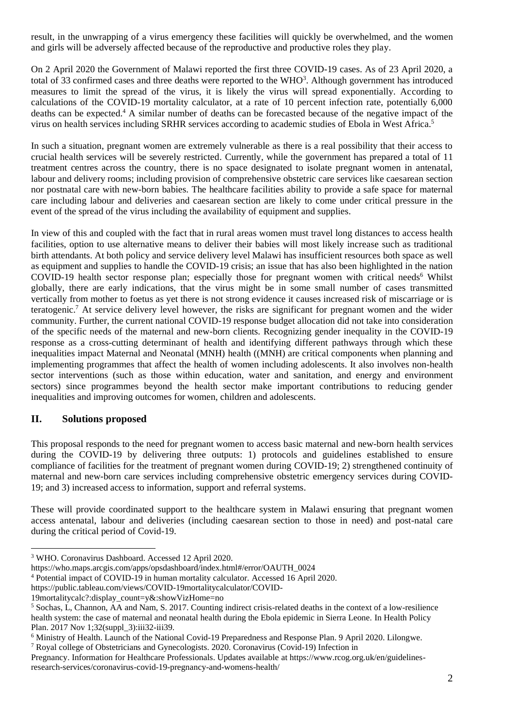result, in the unwrapping of a virus emergency these facilities will quickly be overwhelmed, and the women and girls will be adversely affected because of the reproductive and productive roles they play.

On 2 April 2020 the Government of Malawi reported the first three COVID-19 cases. As of 23 April 2020, a total of 33 confirmed cases and three deaths were reported to the WHO[3]. Although government has introduced measures to limit the spread of the virus, it is likely the virus will spread exponentially. According to calculations of the COVID-19 mortality calculator, at a rate of 10 percent infection rate, potentially 6,000 deaths can be expected.[4] A similar number of deaths can be forecasted because of the negative impact of the virus on health services including SRHR services according to academic studies of Ebola in West Africa.[5]

In such a situation, pregnant women are extremely vulnerable as there is a real possibility that their access to crucial health services will be severely restricted. Currently, while the government has prepared a total of 11 treatment centres across the country, there is no space designated to isolate pregnant women in antenatal, labour and delivery rooms; including provision of comprehensive obstetric care services like caesarean section nor postnatal care with new-born babies. The healthcare facilities ability to provide a safe space for maternal care including labour and deliveries and caesarean section are likely to come under critical pressure in the event of the spread of the virus including the availability of equipment and supplies.

In view of this and coupled with the fact that in rural areas women must travel long distances to access health facilities, option to use alternative means to deliver their babies will most likely increase such as traditional birth attendants. At both policy and service delivery level Malawi has insufficient resources both space as well as equipment and supplies to handle the COVID-19 crisis; an issue that has also been highlighted in the nation COVID-19 health sector response plan; especially those for pregnant women with critical needs[6] Whilst globally, there are early indications, that the virus might be in some small number of cases transmitted vertically from mother to foetus as yet there is not strong evidence it causes increased risk of miscarriage or is teratogenic.[7] At service delivery level however, the risks are significant for pregnant women and the wider community. Further, the current national COVID-19 response budget allocation did not take into consideration of the specific needs of the maternal and new-born clients. Recognizing gender inequality in the COVID-19 response as a cross-cutting determinant of health and identifying different pathways through which these inequalities impact Maternal and Neonatal (MNH) health ((MNH) are critical components when planning and implementing programmes that affect the health of women including adolescents. It also involves non-health sector interventions (such as those within education, water and sanitation, and energy and environment sectors) since programmes beyond the health sector make important contributions to reducing gender inequalities and improving outcomes for women, children and adolescents.

## II. Solutions proposed

This proposal responds to the need for pregnant women to access basic maternal and new-born health services during the COVID-19 by delivering three outputs: 1) protocols and guidelines established to ensure compliance of facilities for the treatment of pregnant women during COVID-19; 2) strengthened continuity of maternal and new-born care services including comprehensive obstetric emergency services during COVID-19; and 3) increased access to information, support and referral systems.

These will provide coordinated support to the healthcare system in Malawi ensuring that pregnant women access antenatal, labour and deliveries (including caesarean section to those in need) and post-natal care during the critical period of Covid-19.

---

[3] WHO. Coronavirus Dashboard. Accessed 12 April 2020. https://who.maps.arcgis.com/apps/opsdashboard/index.html#/error/OAUTH_0024

[4] Potential impact of COVID-19 in human mortality calculator. Accessed 16 April 2020. https://public.tableau.com/views/COVID-19mortalitycalculator/COVID-19mortalitycalc?:display_count=y&:showVizHome=no

[5] Sochas, L, Channon, AA and Nam, S. 2017. Counting indirect crisis-related deaths in the context of a low-resilience health system: the case of maternal and neonatal health during the Ebola epidemic in Sierra Leone. In Health Policy Plan. 2017 Nov 1;32(suppl_3):iii32-iii39.

[6] Ministry of Health. Launch of the National Covid-19 Preparedness and Response Plan. 9 April 2020. Lilongwe.

[7] Royal college of Obstetricians and Gynecologists. 2020. Coronavirus (Covid-19) Infection in Pregnancy. Information for Healthcare Professionals. Updates available at https://www.rcog.org.uk/en/guidelines-research-services/coronavirus-covid-19-pregnancy-and-womens-health/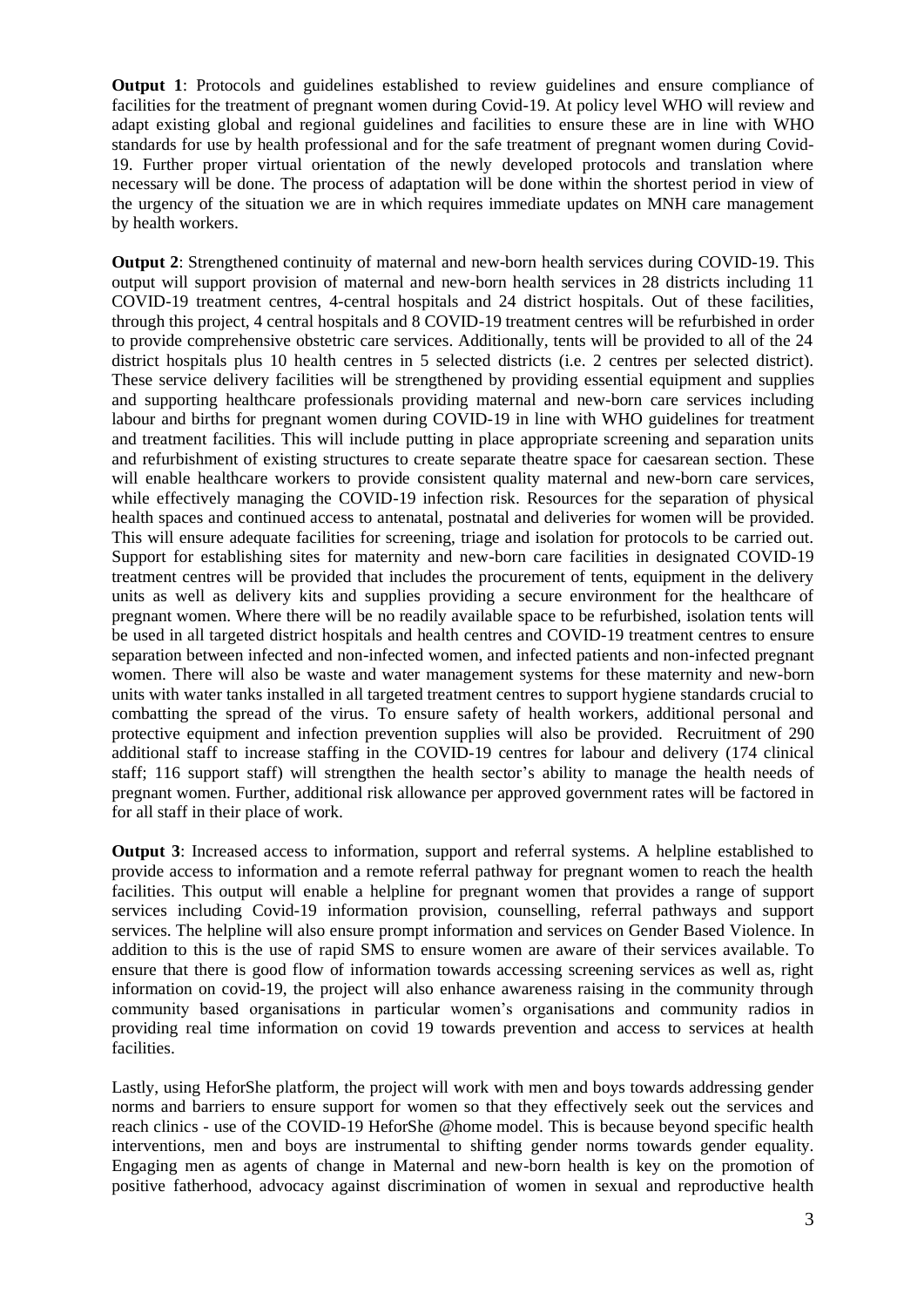**Output 1**: Protocols and guidelines established to review guidelines and ensure compliance of facilities for the treatment of pregnant women during Covid-19. At policy level WHO will review and adapt existing global and regional guidelines and facilities to ensure these are in line with WHO standards for use by health professional and for the safe treatment of pregnant women during Covid-19. Further proper virtual orientation of the newly developed protocols and translation where necessary will be done. The process of adaptation will be done within the shortest period in view of the urgency of the situation we are in which requires immediate updates on MNH care management by health workers.

**Output 2**: Strengthened continuity of maternal and new-born health services during COVID-19. This output will support provision of maternal and new-born health services in 28 districts including 11 COVID-19 treatment centres, 4-central hospitals and 24 district hospitals. Out of these facilities, through this project, 4 central hospitals and 8 COVID-19 treatment centres will be refurbished in order to provide comprehensive obstetric care services. Additionally, tents will be provided to all of the 24 district hospitals plus 10 health centres in 5 selected districts (i.e. 2 centres per selected district). These service delivery facilities will be strengthened by providing essential equipment and supplies and supporting healthcare professionals providing maternal and new-born care services including labour and births for pregnant women during COVID-19 in line with WHO guidelines for treatment and treatment facilities. This will include putting in place appropriate screening and separation units and refurbishment of existing structures to create separate theatre space for caesarean section. These will enable healthcare workers to provide consistent quality maternal and new-born care services, while effectively managing the COVID-19 infection risk. Resources for the separation of physical health spaces and continued access to antenatal, postnatal and deliveries for women will be provided. This will ensure adequate facilities for screening, triage and isolation for protocols to be carried out. Support for establishing sites for maternity and new-born care facilities in designated COVID-19 treatment centres will be provided that includes the procurement of tents, equipment in the delivery units as well as delivery kits and supplies providing a secure environment for the healthcare of pregnant women. Where there will be no readily available space to be refurbished, isolation tents will be used in all targeted district hospitals and health centres and COVID-19 treatment centres to ensure separation between infected and non-infected women, and infected patients and non-infected pregnant women. There will also be waste and water management systems for these maternity and new-born units with water tanks installed in all targeted treatment centres to support hygiene standards crucial to combatting the spread of the virus. To ensure safety of health workers, additional personal and protective equipment and infection prevention supplies will also be provided. Recruitment of 290 additional staff to increase staffing in the COVID-19 centres for labour and delivery (174 clinical staff; 116 support staff) will strengthen the health sector's ability to manage the health needs of pregnant women. Further, additional risk allowance per approved government rates will be factored in for all staff in their place of work.

**Output 3**: Increased access to information, support and referral systems. A helpline established to provide access to information and a remote referral pathway for pregnant women to reach the health facilities. This output will enable a helpline for pregnant women that provides a range of support services including Covid-19 information provision, counselling, referral pathways and support services. The helpline will also ensure prompt information and services on Gender Based Violence. In addition to this is the use of rapid SMS to ensure women are aware of their services available. To ensure that there is good flow of information towards accessing screening services as well as, right information on covid-19, the project will also enhance awareness raising in the community through community based organisations in particular women's organisations and community radios in providing real time information on covid 19 towards prevention and access to services at health facilities.

Lastly, using HeforShe platform, the project will work with men and boys towards addressing gender norms and barriers to ensure support for women so that they effectively seek out the services and reach clinics - use of the COVID-19 HeforShe @home model. This is because beyond specific health interventions, men and boys are instrumental to shifting gender norms towards gender equality. Engaging men as agents of change in Maternal and new-born health is key on the promotion of positive fatherhood, advocacy against discrimination of women in sexual and reproductive health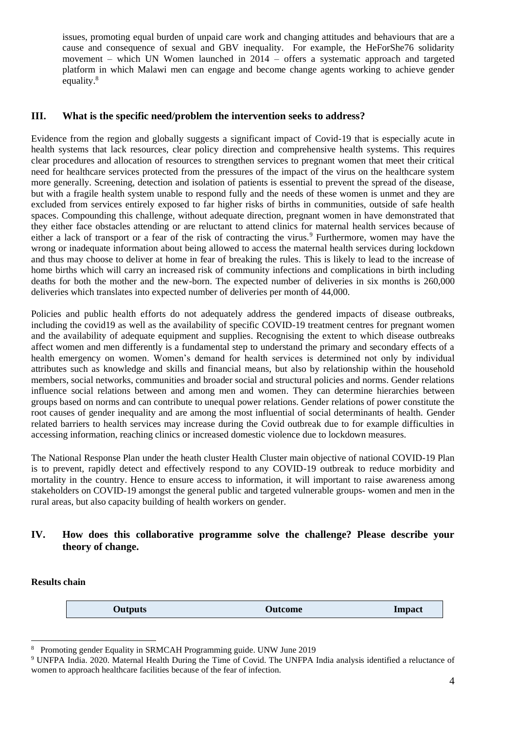issues, promoting equal burden of unpaid care work and changing attitudes and behaviours that are a cause and consequence of sexual and GBV inequality. For example, the HeForShe76 solidarity movement – which UN Women launched in 2014 – offers a systematic approach and targeted platform in which Malawi men can engage and become change agents working to achieve gender equality.[8]

## III. What is the specific need/problem the intervention seeks to address?

Evidence from the region and globally suggests a significant impact of Covid-19 that is especially acute in health systems that lack resources, clear policy direction and comprehensive health systems. This requires clear procedures and allocation of resources to strengthen services to pregnant women that meet their critical need for healthcare services protected from the pressures of the impact of the virus on the healthcare system more generally. Screening, detection and isolation of patients is essential to prevent the spread of the disease, but with a fragile health system unable to respond fully and the needs of these women is unmet and they are excluded from services entirely exposed to far higher risks of births in communities, outside of safe health spaces. Compounding this challenge, without adequate direction, pregnant women in have demonstrated that they either face obstacles attending or are reluctant to attend clinics for maternal health services because of either a lack of transport or a fear of the risk of contracting the virus.[9] Furthermore, women may have the wrong or inadequate information about being allowed to access the maternal health services during lockdown and thus may choose to deliver at home in fear of breaking the rules. This is likely to lead to the increase of home births which will carry an increased risk of community infections and complications in birth including deaths for both the mother and the new-born. The expected number of deliveries in six months is 260,000 deliveries which translates into expected number of deliveries per month of 44,000.

Policies and public health efforts do not adequately address the gendered impacts of disease outbreaks, including the covid19 as well as the availability of specific COVID-19 treatment centres for pregnant women and the availability of adequate equipment and supplies. Recognising the extent to which disease outbreaks affect women and men differently is a fundamental step to understand the primary and secondary effects of a health emergency on women. Women's demand for health services is determined not only by individual attributes such as knowledge and skills and financial means, but also by relationship within the household members, social networks, communities and broader social and structural policies and norms. Gender relations influence social relations between and among men and women. They can determine hierarchies between groups based on norms and can contribute to unequal power relations. Gender relations of power constitute the root causes of gender inequality and are among the most influential of social determinants of health. Gender related barriers to health services may increase during the Covid outbreak due to for example difficulties in accessing information, reaching clinics or increased domestic violence due to lockdown measures.

The National Response Plan under the heath cluster Health Cluster main objective of national COVID-19 Plan is to prevent, rapidly detect and effectively respond to any COVID-19 outbreak to reduce morbidity and mortality in the country. Hence to ensure access to information, it will important to raise awareness among stakeholders on COVID-19 amongst the general public and targeted vulnerable groups- women and men in the rural areas, but also capacity building of health workers on gender.

## IV. How does this collaborative programme solve the challenge? Please describe your theory of change.

**Results chain**

| Outputs | Outcome | Impact |
|---|---|---|

[8] Promoting gender Equality in SRMCAH Programming guide. UNW June 2019

[9] UNFPA India. 2020. Maternal Health During the Time of Covid. The UNFPA India analysis identified a reluctance of women to approach healthcare facilities because of the fear of infection.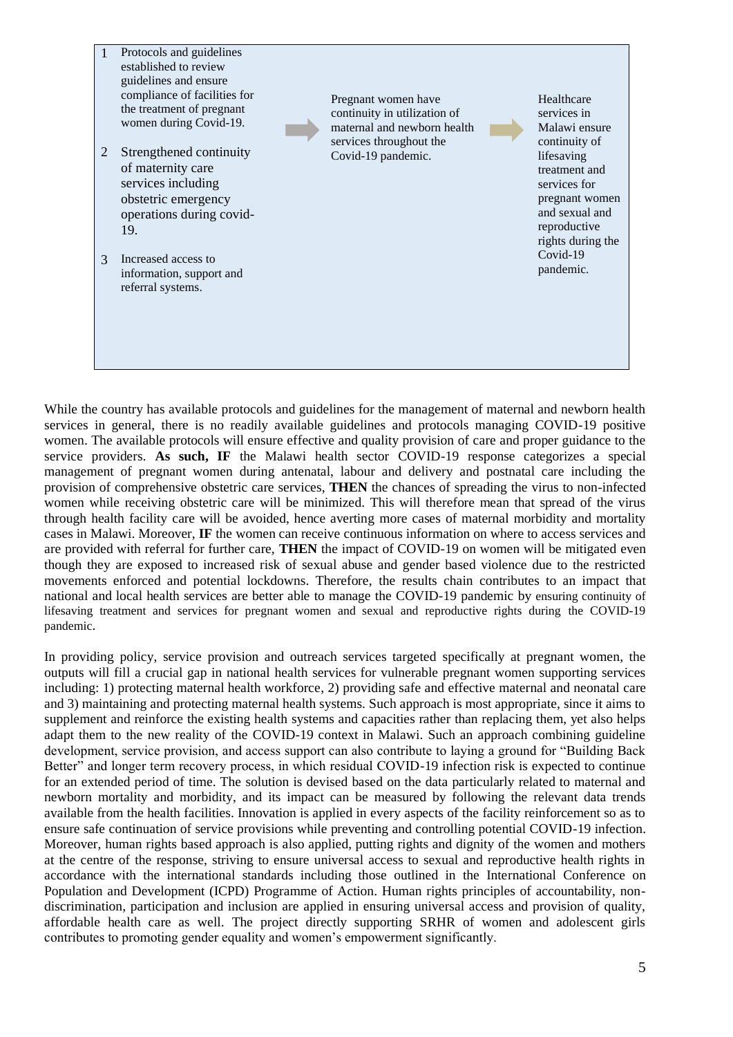| Outputs | | Outcome | | Impact |
|---|---|---|---|---|
| 1. Protocols and guidelines established to review guidelines and ensure compliance of facilities for the treatment of pregnant women during Covid-19.<br>2. Strengthened continuity of maternity care services including obstetric emergency operations during covid-19.<br>3. Increased access to information, support and referral systems. | → | Pregnant women have continuity in utilization of maternal and newborn health services throughout the Covid-19 pandemic. | → | Healthcare services in Malawi ensure continuity of lifesaving treatment and services for pregnant women and sexual and reproductive rights during the Covid-19 pandemic. |

While the country has available protocols and guidelines for the management of maternal and newborn health services in general, there is no readily available guidelines and protocols managing COVID-19 positive women. The available protocols will ensure effective and quality provision of care and proper guidance to the service providers. **As such, IF** the Malawi health sector COVID-19 response categorizes a special management of pregnant women during antenatal, labour and delivery and postnatal care including the provision of comprehensive obstetric care services, **THEN** the chances of spreading the virus to non-infected women while receiving obstetric care will be minimized. This will therefore mean that spread of the virus through health facility care will be avoided, hence averting more cases of maternal morbidity and mortality cases in Malawi. Moreover, **IF** the women can receive continuous information on where to access services and are provided with referral for further care, **THEN** the impact of COVID-19 on women will be mitigated even though they are exposed to increased risk of sexual abuse and gender based violence due to the restricted movements enforced and potential lockdowns. Therefore, the results chain contributes to an impact that national and local health services are better able to manage the COVID-19 pandemic by ensuring continuity of lifesaving treatment and services for pregnant women and sexual and reproductive rights during the COVID-19 pandemic.

In providing policy, service provision and outreach services targeted specifically at pregnant women, the outputs will fill a crucial gap in national health services for vulnerable pregnant women supporting services including: 1) protecting maternal health workforce, 2) providing safe and effective maternal and neonatal care and 3) maintaining and protecting maternal health systems. Such approach is most appropriate, since it aims to supplement and reinforce the existing health systems and capacities rather than replacing them, yet also helps adapt them to the new reality of the COVID-19 context in Malawi. Such an approach combining guideline development, service provision, and access support can also contribute to laying a ground for "Building Back Better" and longer term recovery process, in which residual COVID-19 infection risk is expected to continue for an extended period of time. The solution is devised based on the data particularly related to maternal and newborn mortality and morbidity, and its impact can be measured by following the relevant data trends available from the health facilities. Innovation is applied in every aspects of the facility reinforcement so as to ensure safe continuation of service provisions while preventing and controlling potential COVID-19 infection. Moreover, human rights based approach is also applied, putting rights and dignity of the women and mothers at the centre of the response, striving to ensure universal access to sexual and reproductive health rights in accordance with the international standards including those outlined in the International Conference on Population and Development (ICPD) Programme of Action. Human rights principles of accountability, non-discrimination, participation and inclusion are applied in ensuring universal access and provision of quality, affordable health care as well. The project directly supporting SRHR of women and adolescent girls contributes to promoting gender equality and women's empowerment significantly.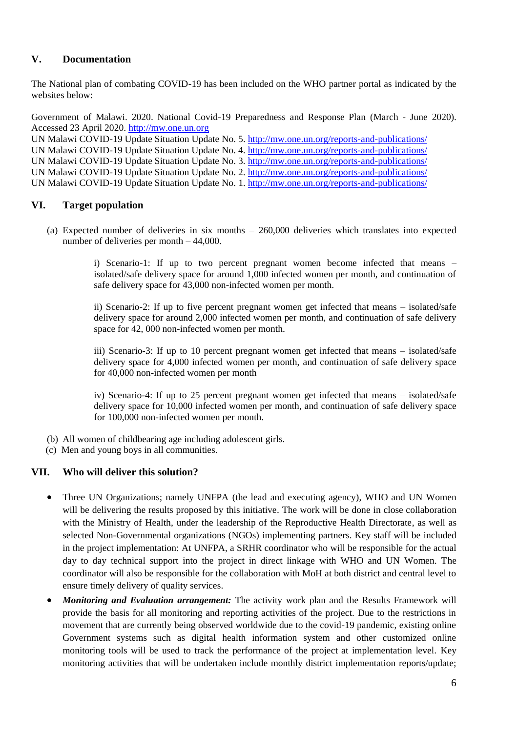## V. Documentation

The National plan of combating COVID-19 has been included on the WHO partner portal as indicated by the websites below:

Government of Malawi. 2020. National Covid-19 Preparedness and Response Plan (March - June 2020). Accessed 23 April 2020. http://mw.one.un.org
UN Malawi COVID-19 Update Situation Update No. 5. http://mw.one.un.org/reports-and-publications/
UN Malawi COVID-19 Update Situation Update No. 4. http://mw.one.un.org/reports-and-publications/
UN Malawi COVID-19 Update Situation Update No. 3. http://mw.one.un.org/reports-and-publications/
UN Malawi COVID-19 Update Situation Update No. 2. http://mw.one.un.org/reports-and-publications/
UN Malawi COVID-19 Update Situation Update No. 1. http://mw.one.un.org/reports-and-publications/

## VI. Target population

(a) Expected number of deliveries in six months – 260,000 deliveries which translates into expected number of deliveries per month – 44,000.

> i) Scenario-1: If up to two percent pregnant women become infected that means – isolated/safe delivery space for around 1,000 infected women per month, and continuation of safe delivery space for 43,000 non-infected women per month.
>
> ii) Scenario-2: If up to five percent pregnant women get infected that means – isolated/safe delivery space for around 2,000 infected women per month, and continuation of safe delivery space for 42, 000 non-infected women per month.
>
> iii) Scenario-3: If up to 10 percent pregnant women get infected that means – isolated/safe delivery space for 4,000 infected women per month, and continuation of safe delivery space for 40,000 non-infected women per month
>
> iv) Scenario-4: If up to 25 percent pregnant women get infected that means – isolated/safe delivery space for 10,000 infected women per month, and continuation of safe delivery space for 100,000 non-infected women per month.

(b) All women of childbearing age including adolescent girls.
(c) Men and young boys in all communities.

## VII. Who will deliver this solution?

- Three UN Organizations; namely UNFPA (the lead and executing agency), WHO and UN Women will be delivering the results proposed by this initiative. The work will be done in close collaboration with the Ministry of Health, under the leadership of the Reproductive Health Directorate, as well as selected Non-Governmental organizations (NGOs) implementing partners. Key staff will be included in the project implementation: At UNFPA, a SRHR coordinator who will be responsible for the actual day to day technical support into the project in direct linkage with WHO and UN Women. The coordinator will also be responsible for the collaboration with MoH at both district and central level to ensure timely delivery of quality services.
- ***Monitoring and Evaluation arrangement:*** The activity work plan and the Results Framework will provide the basis for all monitoring and reporting activities of the project. Due to the restrictions in movement that are currently being observed worldwide due to the covid-19 pandemic, existing online Government systems such as digital health information system and other customized online monitoring tools will be used to track the performance of the project at implementation level. Key monitoring activities that will be undertaken include monthly district implementation reports/update;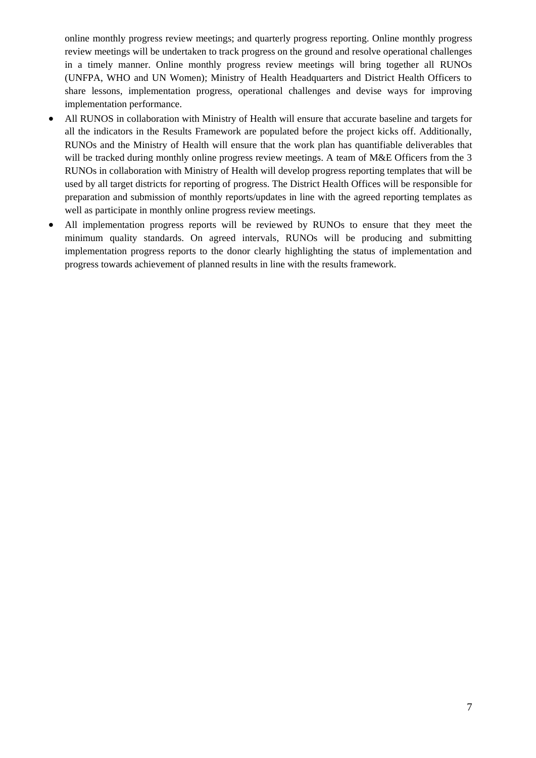online monthly progress review meetings; and quarterly progress reporting. Online monthly progress review meetings will be undertaken to track progress on the ground and resolve operational challenges in a timely manner. Online monthly progress review meetings will bring together all RUNOs (UNFPA, WHO and UN Women); Ministry of Health Headquarters and District Health Officers to share lessons, implementation progress, operational challenges and devise ways for improving implementation performance.

- All RUNOS in collaboration with Ministry of Health will ensure that accurate baseline and targets for all the indicators in the Results Framework are populated before the project kicks off. Additionally, RUNOs and the Ministry of Health will ensure that the work plan has quantifiable deliverables that will be tracked during monthly online progress review meetings. A team of M&E Officers from the 3 RUNOs in collaboration with Ministry of Health will develop progress reporting templates that will be used by all target districts for reporting of progress. The District Health Offices will be responsible for preparation and submission of monthly reports/updates in line with the agreed reporting templates as well as participate in monthly online progress review meetings.
- All implementation progress reports will be reviewed by RUNOs to ensure that they meet the minimum quality standards. On agreed intervals, RUNOs will be producing and submitting implementation progress reports to the donor clearly highlighting the status of implementation and progress towards achievement of planned results in line with the results framework.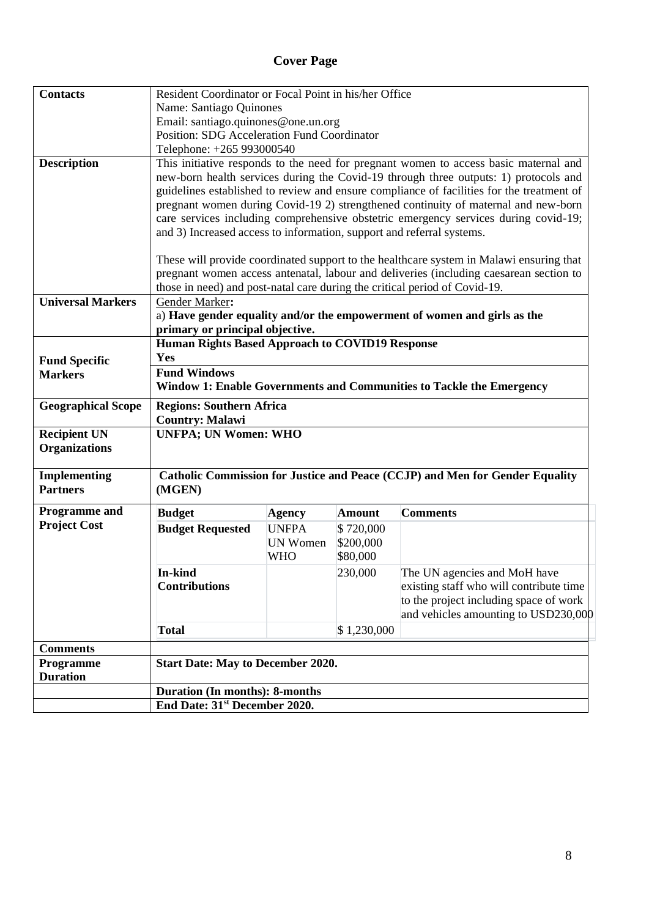# Cover Page

| | |
|---|---|
| **Contacts** | Resident Coordinator or Focal Point in his/her Office<br>Name: Santiago Quinones<br>Email: santiago.quinones@one.un.org<br>Position: SDG Acceleration Fund Coordinator<br>Telephone: +265 993000540 |
| **Description** | This initiative responds to the need for pregnant women to access basic maternal and new-born health services during the Covid-19 through three outputs: 1) protocols and guidelines established to review and ensure compliance of facilities for the treatment of pregnant women during Covid-19 2) strengthened continuity of maternal and new-born care services including comprehensive obstetric emergency services during covid-19; and 3) Increased access to information, support and referral systems.<br><br>These will provide coordinated support to the healthcare system in Malawi ensuring that pregnant women access antenatal, labour and deliveries (including caesarean section to those in need) and post-natal care during the critical period of Covid-19. |
| **Universal Markers** | Gender Marker**:**<br>a) **Have gender equality and/or the empowerment of women and girls as the primary or principal objective.** |
| **Fund Specific Markers** | **Human Rights Based Approach to COVID19 Response**<br>**Yes**<br>**Fund Windows**<br>**Window 1: Enable Governments and Communities to Tackle the Emergency** |
| **Geographical Scope** | **Regions: Southern Africa**<br>**Country: Malawi** |
| **Recipient UN Organizations** | **UNFPA; UN Women: WHO** |
| **Implementing Partners** | **Catholic Commission for Justice and Peace (CCJP) and Men for Gender Equality (MGEN)** |
| **Programme and Project Cost** | (see budget table below) |
| **Comments** | |
| **Programme Duration** | **Start Date: May to December 2020.** |
| | **Duration (In months): 8-months** |
| | **End Date: 31st December 2020.** |

| **Budget** | **Agency** | **Amount** | **Comments** |
|---|---|---|---|
| **Budget Requested** | UNFPA<br>UN Women<br>WHO | $ 720,000<br>$200,000<br>$80,000 | |
| **In-kind Contributions** | | 230,000 | The UN agencies and MoH have existing staff who will contribute time to the project including space of work and vehicles amounting to USD230,000 |
| **Total** | | $ 1,230,000 | |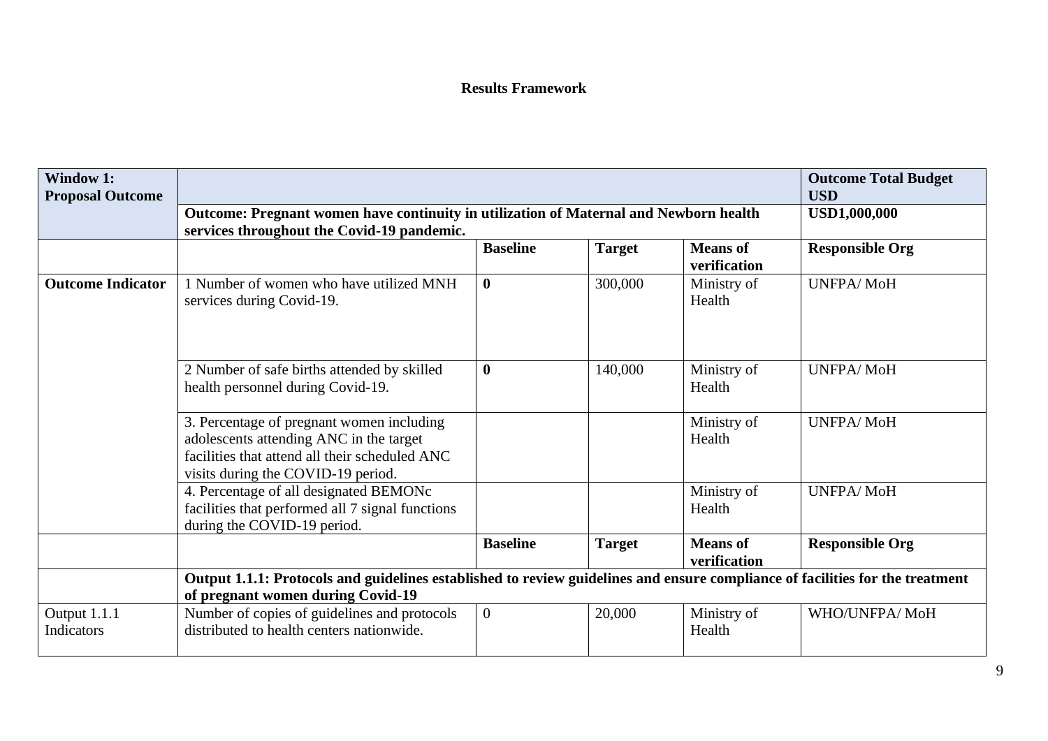**Results Framework**

| **Window 1: Proposal Outcome** | | | | | **Outcome Total Budget USD** |
|---|---|---|---|---|---|
| | **Outcome: Pregnant women have continuity in utilization of Maternal and Newborn health services throughout the Covid-19 pandemic.** | | | | **USD1,000,000** |
| | | **Baseline** | **Target** | **Means of verification** | **Responsible Org** |
| **Outcome Indicator** | 1 Number of women who have utilized MNH services during Covid-19. | **0** | 300,000 | Ministry of Health | UNFPA/ MoH |
| | 2 Number of safe births attended by skilled health personnel during Covid-19. | **0** | 140,000 | Ministry of Health | UNFPA/ MoH |
| | 3. Percentage of pregnant women including adolescents attending ANC in the target facilities that attend all their scheduled ANC visits during the COVID-19 period. | | | Ministry of Health | UNFPA/ MoH |
| | 4. Percentage of all designated BEMONc facilities that performed all 7 signal functions during the COVID-19 period. | | | Ministry of Health | UNFPA/ MoH |
| | | **Baseline** | **Target** | **Means of verification** | **Responsible Org** |
| | **Output 1.1.1: Protocols and guidelines established to review guidelines and ensure compliance of facilities for the treatment of pregnant women during Covid-19** | | | | |
| Output 1.1.1 Indicators | Number of copies of guidelines and protocols distributed to health centers nationwide. | 0 | 20,000 | Ministry of Health | WHO/UNFPA/ MoH |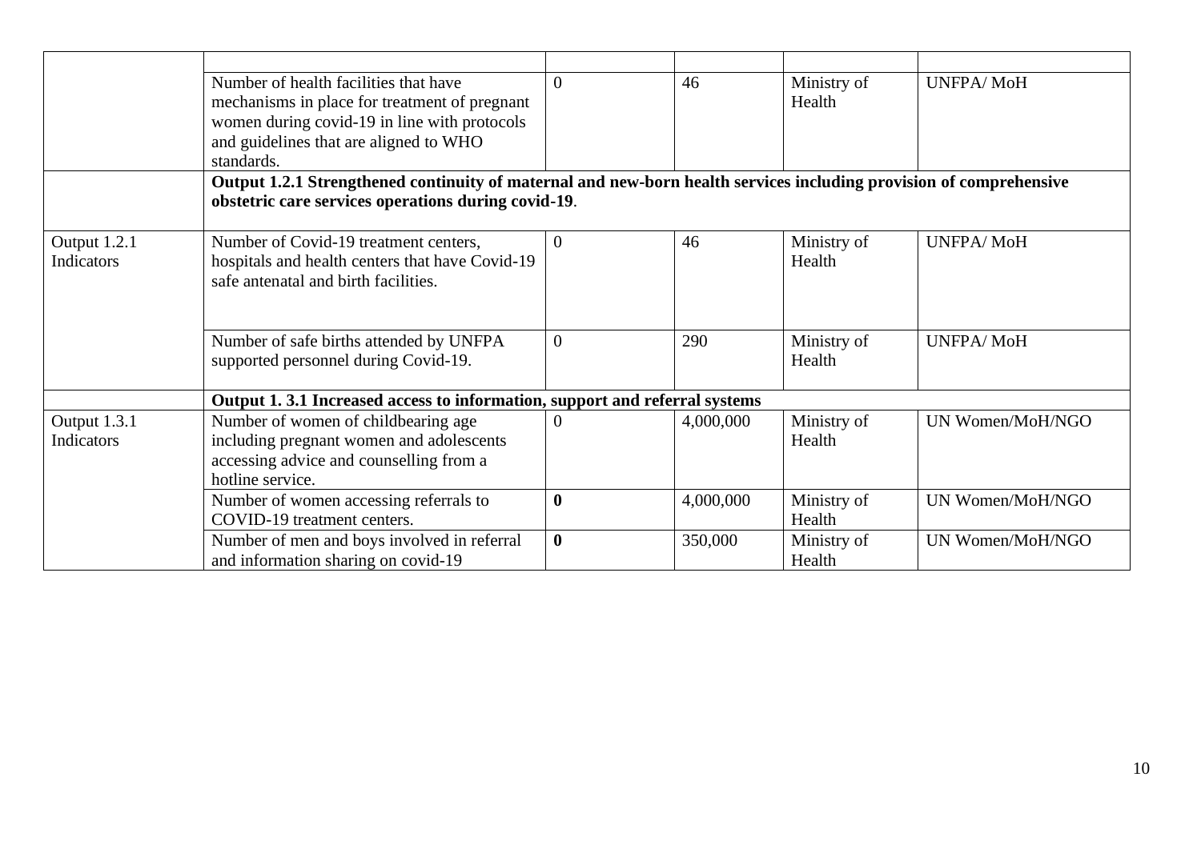| | | | | | |
|---|---|---|---|---|---|
| | Number of health facilities that have mechanisms in place for treatment of pregnant women during covid-19 in line with protocols and guidelines that are aligned to WHO standards. | 0 | 46 | Ministry of Health | UNFPA/ MoH |
| | **Output 1.2.1 Strengthened continuity of maternal and new-born health services including provision of comprehensive obstetric care services operations during covid-19**. | | | | |
| Output 1.2.1 Indicators | Number of Covid-19 treatment centers, hospitals and health centers that have Covid-19 safe antenatal and birth facilities. | 0 | 46 | Ministry of Health | UNFPA/ MoH |
| | Number of safe births attended by UNFPA supported personnel during Covid-19. | 0 | 290 | Ministry of Health | UNFPA/ MoH |
| | **Output 1. 3.1 Increased access to information, support and referral systems** | | | | |
| Output 1.3.1 Indicators | Number of women of childbearing age including pregnant women and adolescents accessing advice and counselling from a hotline service. | 0 | 4,000,000 | Ministry of Health | UN Women/MoH/NGO |
| | Number of women accessing referrals to COVID-19 treatment centers. | **0** | 4,000,000 | Ministry of Health | UN Women/MoH/NGO |
| | Number of men and boys involved in referral and information sharing on covid-19 | **0** | 350,000 | Ministry of Health | UN Women/MoH/NGO |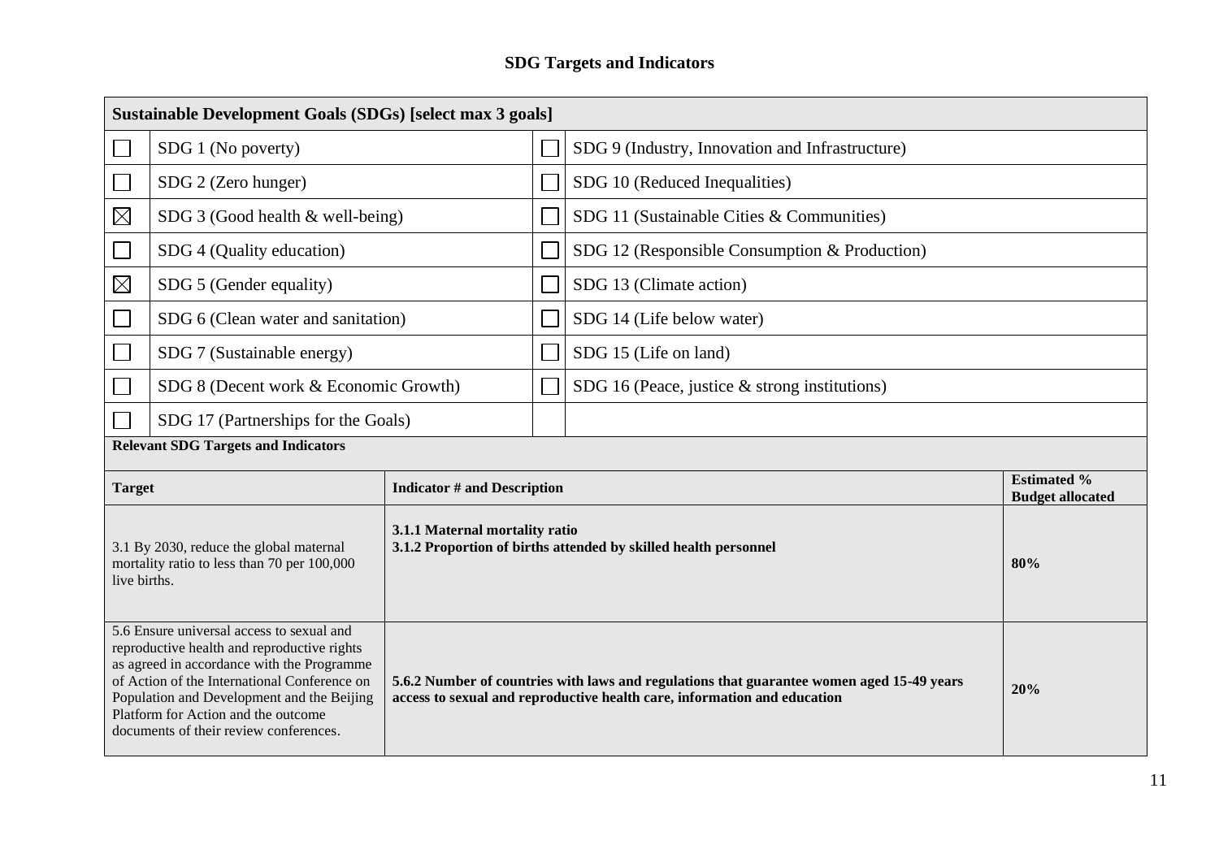## SDG Targets and Indicators

| **Sustainable Development Goals (SDGs) [select max 3 goals]** | | | |
|---|---|---|---|
| ☐ | SDG 1 (No poverty) | ☐ | SDG 9 (Industry, Innovation and Infrastructure) |
| ☐ | SDG 2 (Zero hunger) | ☐ | SDG 10 (Reduced Inequalities) |
| ☒ | SDG 3 (Good health & well-being) | ☐ | SDG 11 (Sustainable Cities & Communities) |
| ☐ | SDG 4 (Quality education) | ☐ | SDG 12 (Responsible Consumption & Production) |
| ☒ | SDG 5 (Gender equality) | ☐ | SDG 13 (Climate action) |
| ☐ | SDG 6 (Clean water and sanitation) | ☐ | SDG 14 (Life below water) |
| ☐ | SDG 7 (Sustainable energy) | ☐ | SDG 15 (Life on land) |
| ☐ | SDG 8 (Decent work & Economic Growth) | ☐ | SDG 16 (Peace, justice & strong institutions) |
| ☐ | SDG 17 (Partnerships for the Goals) | | |

**Relevant SDG Targets and Indicators**

| **Target** | **Indicator # and Description** | **Estimated % Budget allocated** |
|---|---|---|
| 3.1 By 2030, reduce the global maternal mortality ratio to less than 70 per 100,000 live births. | **3.1.1 Maternal mortality ratio**<br>**3.1.2 Proportion of births attended by skilled health personnel** | **80%** |
| 5.6 Ensure universal access to sexual and reproductive health and reproductive rights as agreed in accordance with the Programme of Action of the International Conference on Population and Development and the Beijing Platform for Action and the outcome documents of their review conferences. | **5.6.2 Number of countries with laws and regulations that guarantee women aged 15-49 years access to sexual and reproductive health care, information and education** | **20%** |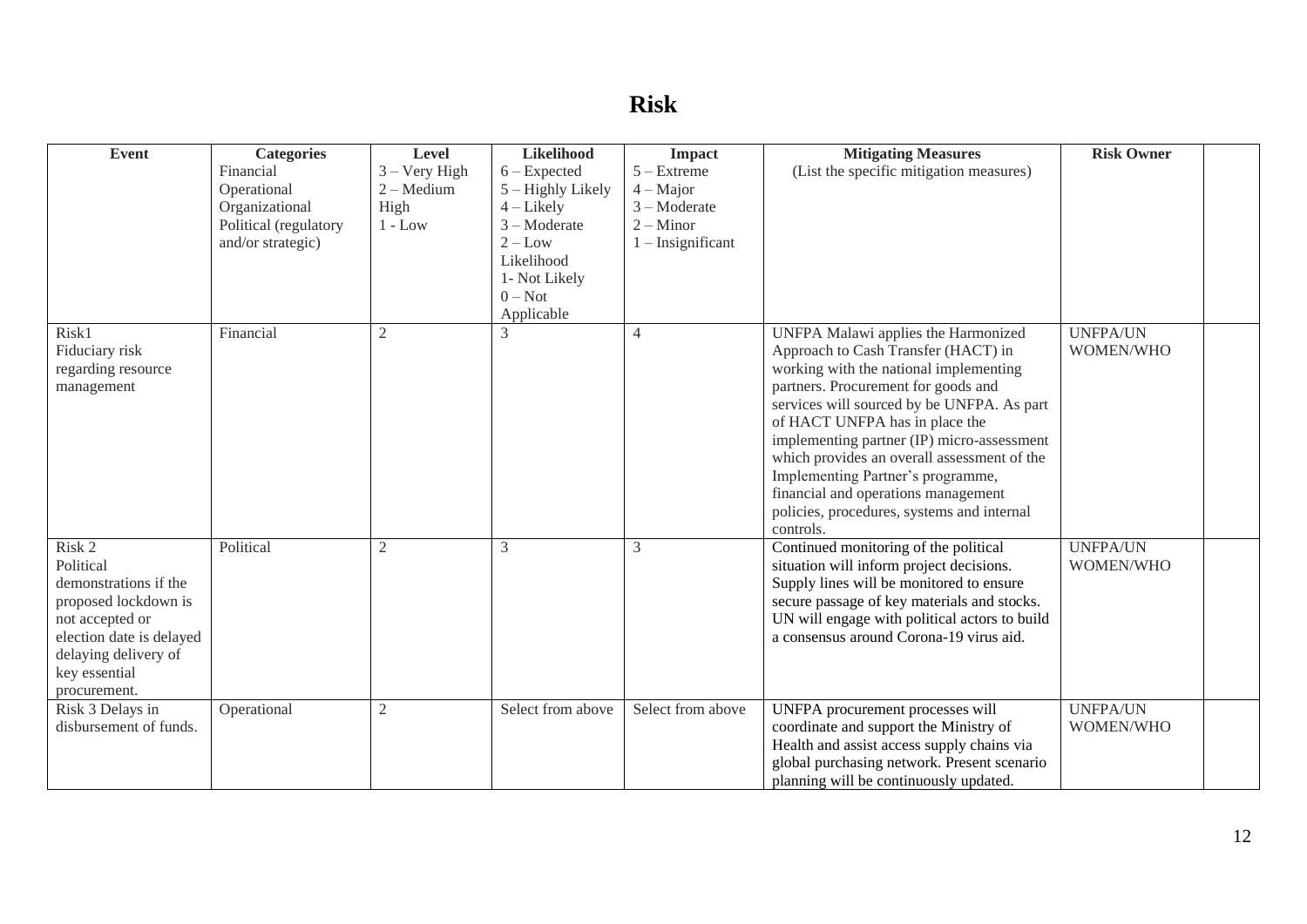# Risk

| Event | Categories<br>Financial<br>Operational<br>Organizational<br>Political (regulatory and/or strategic) | Level<br>3 – Very High<br>2 – Medium High<br>1 - Low | Likelihood<br>6 – Expected<br>5 – Highly Likely<br>4 – Likely<br>3 – Moderate<br>2 – Low Likelihood<br>1- Not Likely<br>0 – Not Applicable | Impact<br>5 – Extreme<br>4 – Major<br>3 – Moderate<br>2 – Minor<br>1 – Insignificant | Mitigating Measures<br>(List the specific mitigation measures) | Risk Owner | |
|---|---|---|---|---|---|---|---|
| Risk1<br>Fiduciary risk regarding resource management | Financial | 2 | 3 | 4 | UNFPA Malawi applies the Harmonized Approach to Cash Transfer (HACT) in working with the national implementing partners. Procurement for goods and services will sourced by be UNFPA. As part of HACT UNFPA has in place the implementing partner (IP) micro-assessment which provides an overall assessment of the Implementing Partner's programme, financial and operations management policies, procedures, systems and internal controls. | UNFPA/UN WOMEN/WHO | |
| Risk 2<br>Political demonstrations if the proposed lockdown is not accepted or election date is delayed delaying delivery of key essential procurement. | Political | 2 | 3 | 3 | Continued monitoring of the political situation will inform project decisions. Supply lines will be monitored to ensure secure passage of key materials and stocks. UN will engage with political actors to build a consensus around Corona-19 virus aid. | UNFPA/UN WOMEN/WHO | |
| Risk 3 Delays in disbursement of funds. | Operational | 2 | Select from above | Select from above | UNFPA procurement processes will coordinate and support the Ministry of Health and assist access supply chains via global purchasing network. Present scenario planning will be continuously updated. | UNFPA/UN WOMEN/WHO | |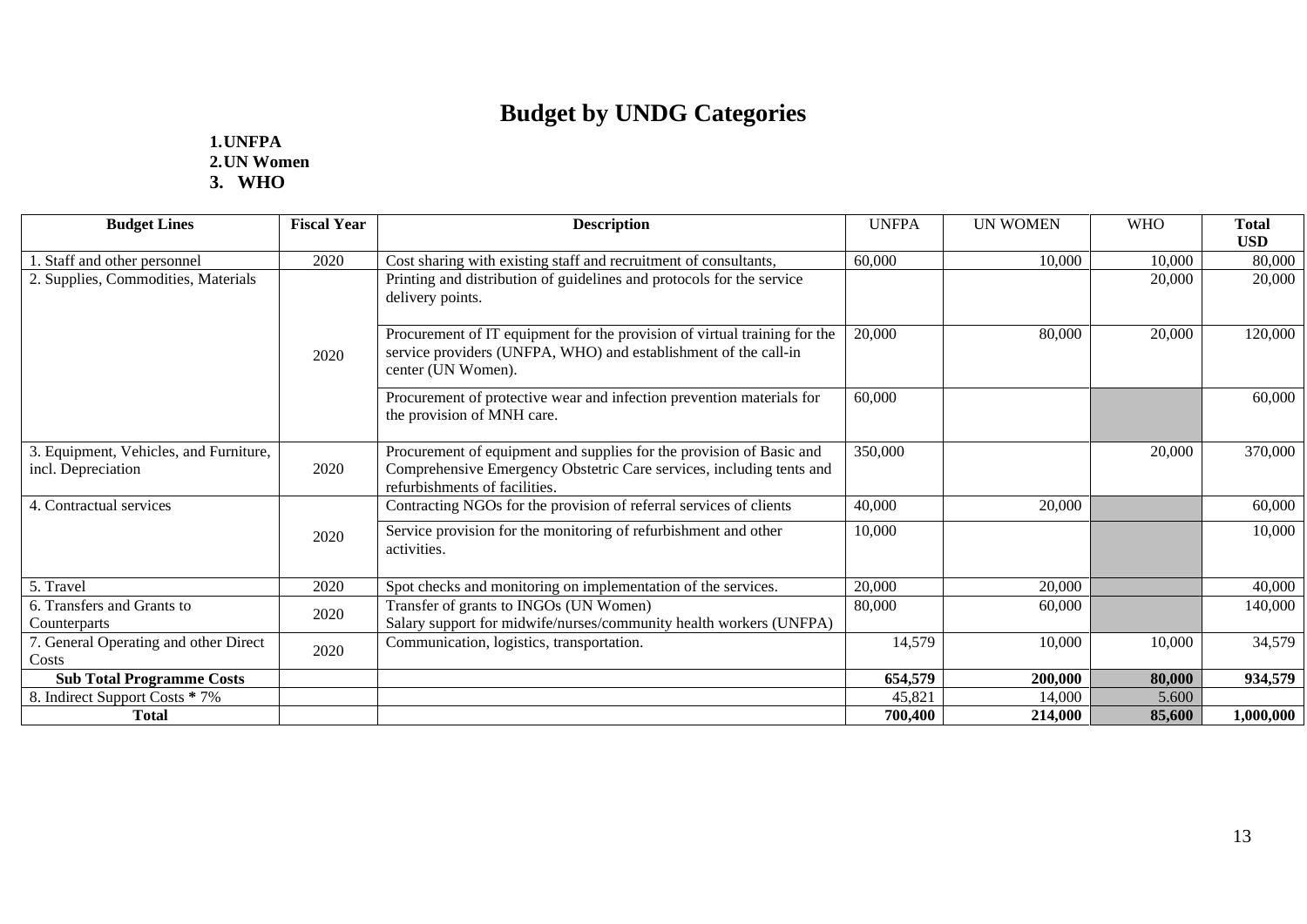# Budget by UNDG Categories

1. **UNFPA**
2. **UN Women**
3. **WHO**

| Budget Lines | Fiscal Year | Description | UNFPA | UN WOMEN | WHO | Total USD |
|---|---|---|---|---|---|---|
| 1. Staff and other personnel | 2020 | Cost sharing with existing staff and recruitment of consultants, | 60,000 | 10,000 | 10,000 | 80,000 |
| 2. Supplies, Commodities, Materials | 2020 | Printing and distribution of guidelines and protocols for the service delivery points. | | | 20,000 | 20,000 |
| | | Procurement of IT equipment for the provision of virtual training for the service providers (UNFPA, WHO) and establishment of the call-in center (UN Women). | 20,000 | 80,000 | 20,000 | 120,000 |
| | | Procurement of protective wear and infection prevention materials for the provision of MNH care. | 60,000 | | | 60,000 |
| 3. Equipment, Vehicles, and Furniture, incl. Depreciation | 2020 | Procurement of equipment and supplies for the provision of Basic and Comprehensive Emergency Obstetric Care services, including tents and refurbishments of facilities. | 350,000 | | 20,000 | 370,000 |
| 4. Contractual services | 2020 | Contracting NGOs for the provision of referral services of clients | 40,000 | 20,000 | | 60,000 |
| | | Service provision for the monitoring of refurbishment and other activities. | 10,000 | | | 10,000 |
| 5. Travel | 2020 | Spot checks and monitoring on implementation of the services. | 20,000 | 20,000 | | 40,000 |
| 6. Transfers and Grants to Counterparts | 2020 | Transfer of grants to INGOs (UN Women)<br>Salary support for midwife/nurses/community health workers (UNFPA) | 80,000 | 60,000 | | 140,000 |
| 7. General Operating and other Direct Costs | 2020 | Communication, logistics, transportation. | 14,579 | 10,000 | 10,000 | 34,579 |
| **Sub Total Programme Costs** | | | **654,579** | **200,000** | **80,000** | **934,579** |
| 8. Indirect Support Costs **\*** 7% | | | 45,821 | 14,000 | 5.600 | |
| **Total** | | | **700,400** | **214,000** | **85,600** | **1,000,000** |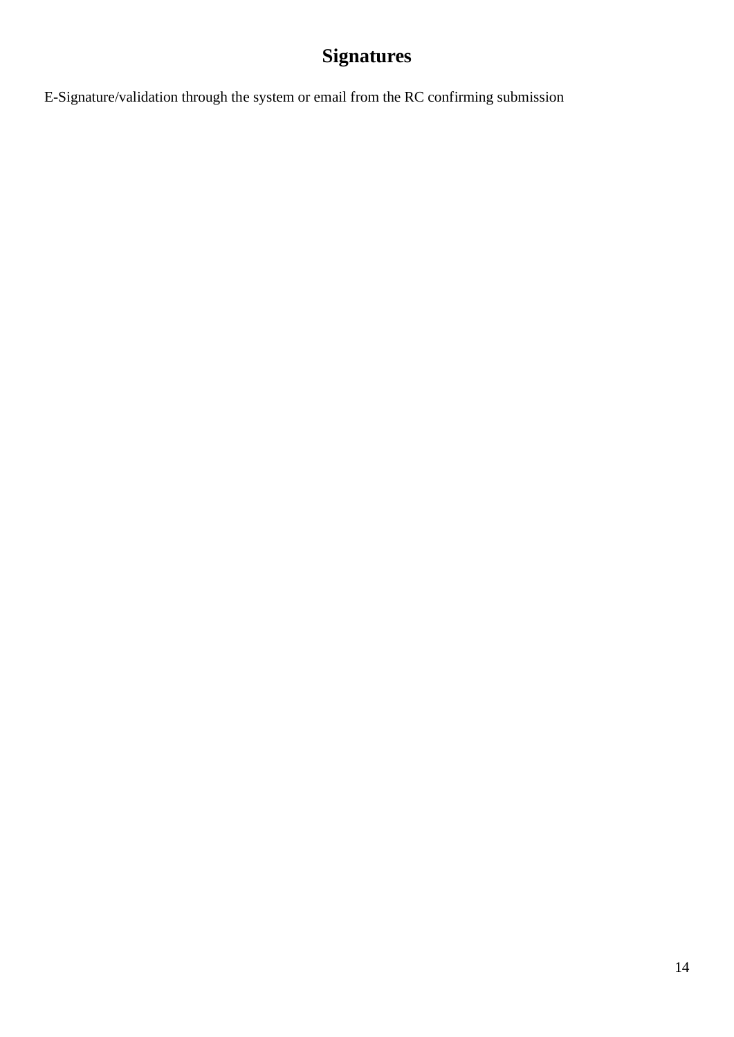# Signatures

E-Signature/validation through the system or email from the RC confirming submission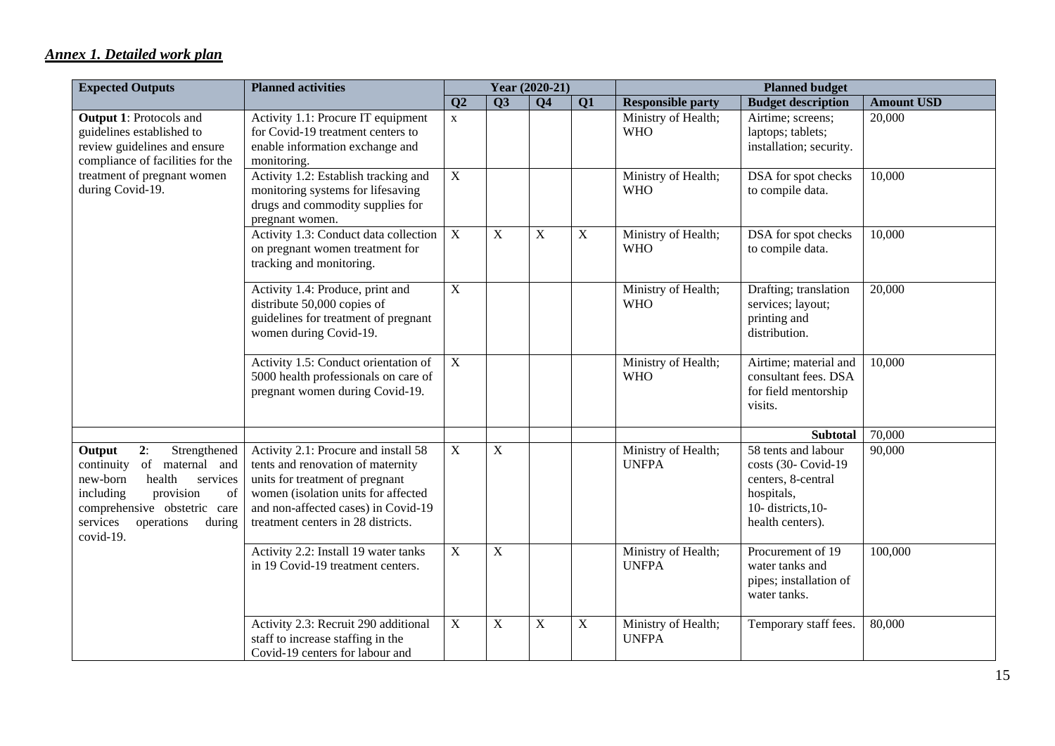## *Annex 1. Detailed work plan*

| Expected Outputs | Planned activities | Year (2020-21) | | | | Planned budget | | |
|---|---|---|---|---|---|---|---|---|
| | | Q2 | Q3 | Q4 | Q1 | Responsible party | Budget description | Amount USD |
| **Output 1**: Protocols and guidelines established to review guidelines and ensure compliance of facilities for the treatment of pregnant women during Covid-19. | Activity 1.1: Procure IT equipment for Covid-19 treatment centers to enable information exchange and monitoring. | x | | | | Ministry of Health; WHO | Airtime; screens; laptops; tablets; installation; security. | 20,000 |
| | Activity 1.2: Establish tracking and monitoring systems for lifesaving drugs and commodity supplies for pregnant women. | X | | | | Ministry of Health; WHO | DSA for spot checks to compile data. | 10,000 |
| | Activity 1.3: Conduct data collection on pregnant women treatment for tracking and monitoring. | X | X | X | X | Ministry of Health; WHO | DSA for spot checks to compile data. | 10,000 |
| | Activity 1.4: Produce, print and distribute 50,000 copies of guidelines for treatment of pregnant women during Covid-19. | X | | | | Ministry of Health; WHO | Drafting; translation services; layout; printing and distribution. | 20,000 |
| | Activity 1.5: Conduct orientation of 5000 health professionals on care of pregnant women during Covid-19. | X | | | | Ministry of Health; WHO | Airtime; material and consultant fees. DSA for field mentorship visits. | 10,000 |
| | | | | | | | **Subtotal** | 70,000 |
| **Output 2**: Strengthened continuity of maternal and new-born health services including provision of comprehensive obstetric care services operations during covid-19. | Activity 2.1: Procure and install 58 tents and renovation of maternity units for treatment of pregnant women (isolation units for affected and non-affected cases) in Covid-19 treatment centers in 28 districts. | X | X | | | Ministry of Health; UNFPA | 58 tents and labour costs (30- Covid-19 centers, 8-central hospitals, 10- districts,10- health centers). | 90,000 |
| | Activity 2.2: Install 19 water tanks in 19 Covid-19 treatment centers. | X | X | | | Ministry of Health; UNFPA | Procurement of 19 water tanks and pipes; installation of water tanks. | 100,000 |
| | Activity 2.3: Recruit 290 additional staff to increase staffing in the Covid-19 centers for labour and | X | X | X | X | Ministry of Health; UNFPA | Temporary staff fees. | 80,000 |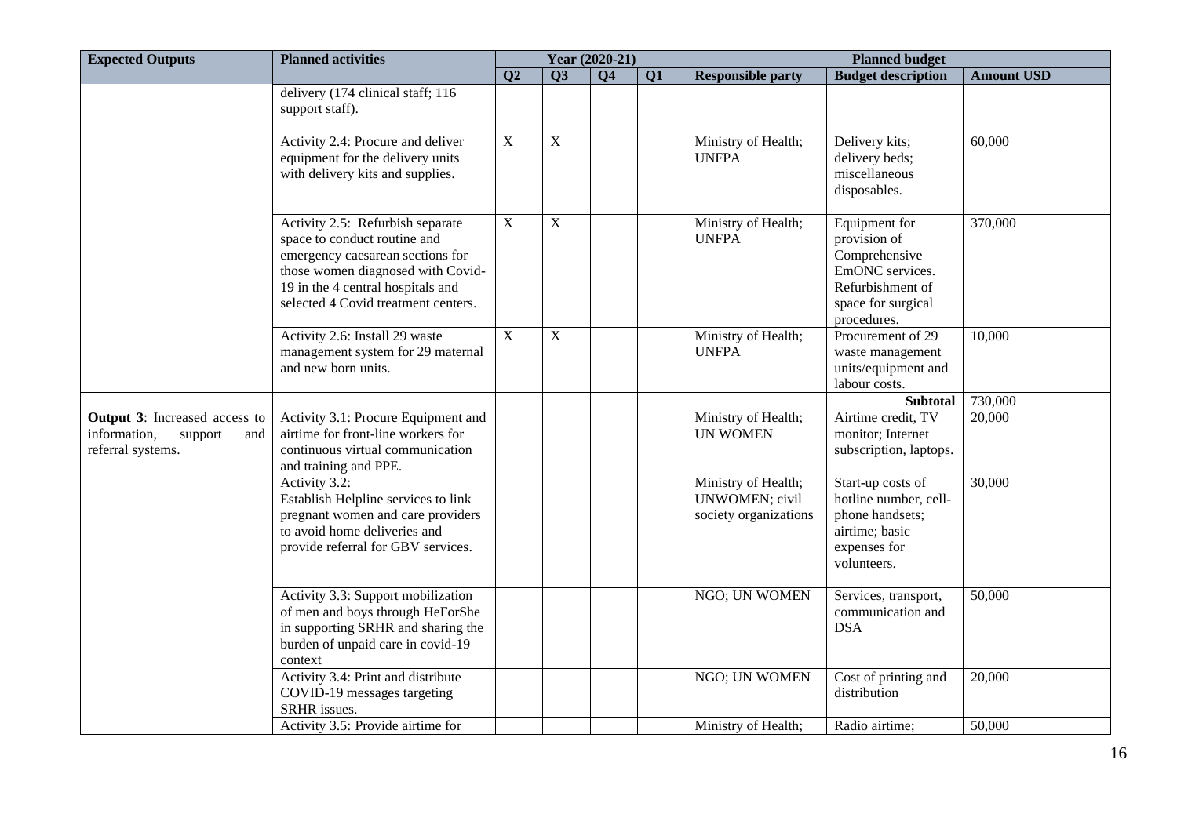| Expected Outputs | Planned activities | Year (2020-21) | | | | Planned budget | | |
|---|---|---|---|---|---|---|---|---|
| | | Q2 | Q3 | Q4 | Q1 | Responsible party | Budget description | Amount USD |
| | delivery (174 clinical staff; 116 support staff). | | | | | | | |
| | Activity 2.4: Procure and deliver equipment for the delivery units with delivery kits and supplies. | X | X | | | Ministry of Health; UNFPA | Delivery kits; delivery beds; miscellaneous disposables. | 60,000 |
| | Activity 2.5: Refurbish separate space to conduct routine and emergency caesarean sections for those women diagnosed with Covid-19 in the 4 central hospitals and selected 4 Covid treatment centers. | X | X | | | Ministry of Health; UNFPA | Equipment for provision of Comprehensive EmONC services. Refurbishment of space for surgical procedures. | 370,000 |
| | Activity 2.6: Install 29 waste management system for 29 maternal and new born units. | X | X | | | Ministry of Health; UNFPA | Procurement of 29 waste management units/equipment and labour costs. | 10,000 |
| | | | | | | | **Subtotal** | 730,000 |
| **Output 3**: Increased access to information, support and referral systems. | Activity 3.1: Procure Equipment and airtime for front-line workers for continuous virtual communication and training and PPE. | | | | | Ministry of Health; UN WOMEN | Airtime credit, TV monitor; Internet subscription, laptops. | 20,000 |
| | Activity 3.2: Establish Helpline services to link pregnant women and care providers to avoid home deliveries and provide referral for GBV services. | | | | | Ministry of Health; UNWOMEN; civil society organizations | Start-up costs of hotline number, cell-phone handsets; airtime; basic expenses for volunteers. | 30,000 |
| | Activity 3.3: Support mobilization of men and boys through HeForShe in supporting SRHR and sharing the burden of unpaid care in covid-19 context | | | | | NGO; UN WOMEN | Services, transport, communication and DSA | 50,000 |
| | Activity 3.4: Print and distribute COVID-19 messages targeting SRHR issues. | | | | | NGO; UN WOMEN | Cost of printing and distribution | 20,000 |
| | Activity 3.5: Provide airtime for | | | | | Ministry of Health; | Radio airtime; | 50,000 |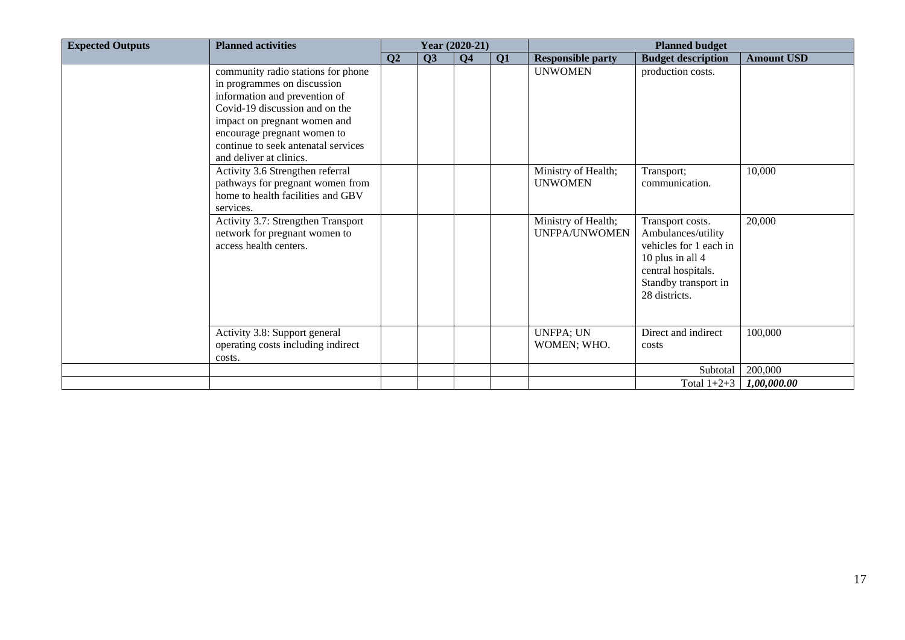| Expected Outputs | Planned activities | Year (2020-21) | | | | Planned budget | | |
|---|---|---|---|---|---|---|---|---|
| | | Q2 | Q3 | Q4 | Q1 | Responsible party | Budget description | Amount USD |
| | community radio stations for phone in programmes on discussion information and prevention of Covid-19 discussion and on the impact on pregnant women and encourage pregnant women to continue to seek antenatal services and deliver at clinics. | | | | | UNWOMEN | production costs. | |
| | Activity 3.6 Strengthen referral pathways for pregnant women from home to health facilities and GBV services. | | | | | Ministry of Health; UNWOMEN | Transport; communication. | 10,000 |
| | Activity 3.7: Strengthen Transport network for pregnant women to access health centers. | | | | | Ministry of Health; UNFPA/UNWOMEN | Transport costs. Ambulances/utility vehicles for 1 each in 10 plus in all 4 central hospitals. Standby transport in 28 districts. | 20,000 |
| | Activity 3.8: Support general operating costs including indirect costs. | | | | | UNFPA; UN WOMEN; WHO. | Direct and indirect costs | 100,000 |
| | | | | | | | Subtotal | 200,000 |
| | | | | | | | Total 1+2+3 | ***1,00,000.00*** |